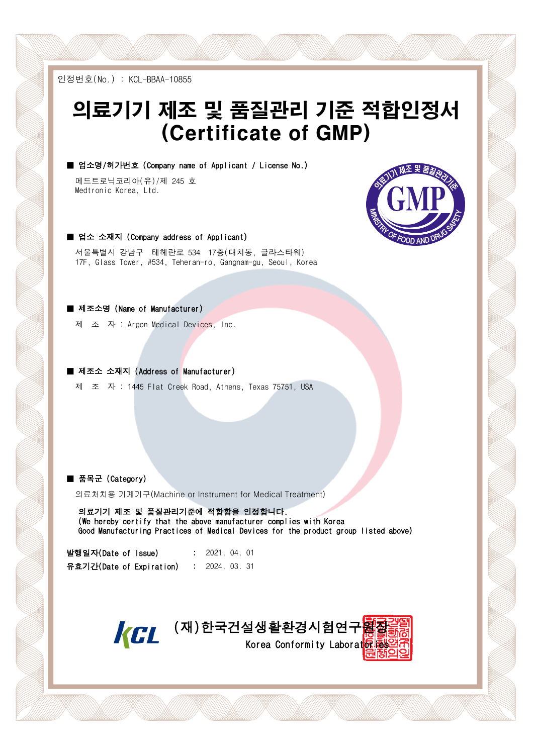인정번호(No.) : KCL-BBAA-10855

# 의료기기 제조 및 품질관리 기준 적합인정서 (Certificate of GMP)

■ **업소명/허가번호 (Company name of Applicant / License No.)**

메드트로닉코리아(유)/제 245 호
Medtronic Korea, Ltd.

■ **업소 소재지 (Company address of Applicant)**

서울특별시 강남구 테헤란로 534 17층(대치동, 글라스타워)
17F, Glass Tower, #534, Teheran-ro, Gangnam-gu, Seoul, Korea

■ **제조소명 (Name of Manufacturer)**

제 조 자 : Argon Medical Devices, Inc.

■ **제조소 소재지 (Address of Manufacturer)**

제 조 자 : 1445 Flat Creek Road, Athens, Texas 75751, USA

■ **품목군 (Category)**

의료처치용 기계기구(Machine or Instrument for Medical Treatment)

**의료기기 제조 및 품질관리기준에 적합함을 인정합니다.**
**(We hereby certify that the above manufacturer complies with Korea Good Manufacturing Practices of Medical Devices for the product group listed above)**

**발행일자(Date of Issue)** : 2021. 04. 01
**유효기간(Date of Expiration)** : 2024. 03. 31

KCL (재)한국건설생활환경시험연구원장
Korea Conformity Laboratories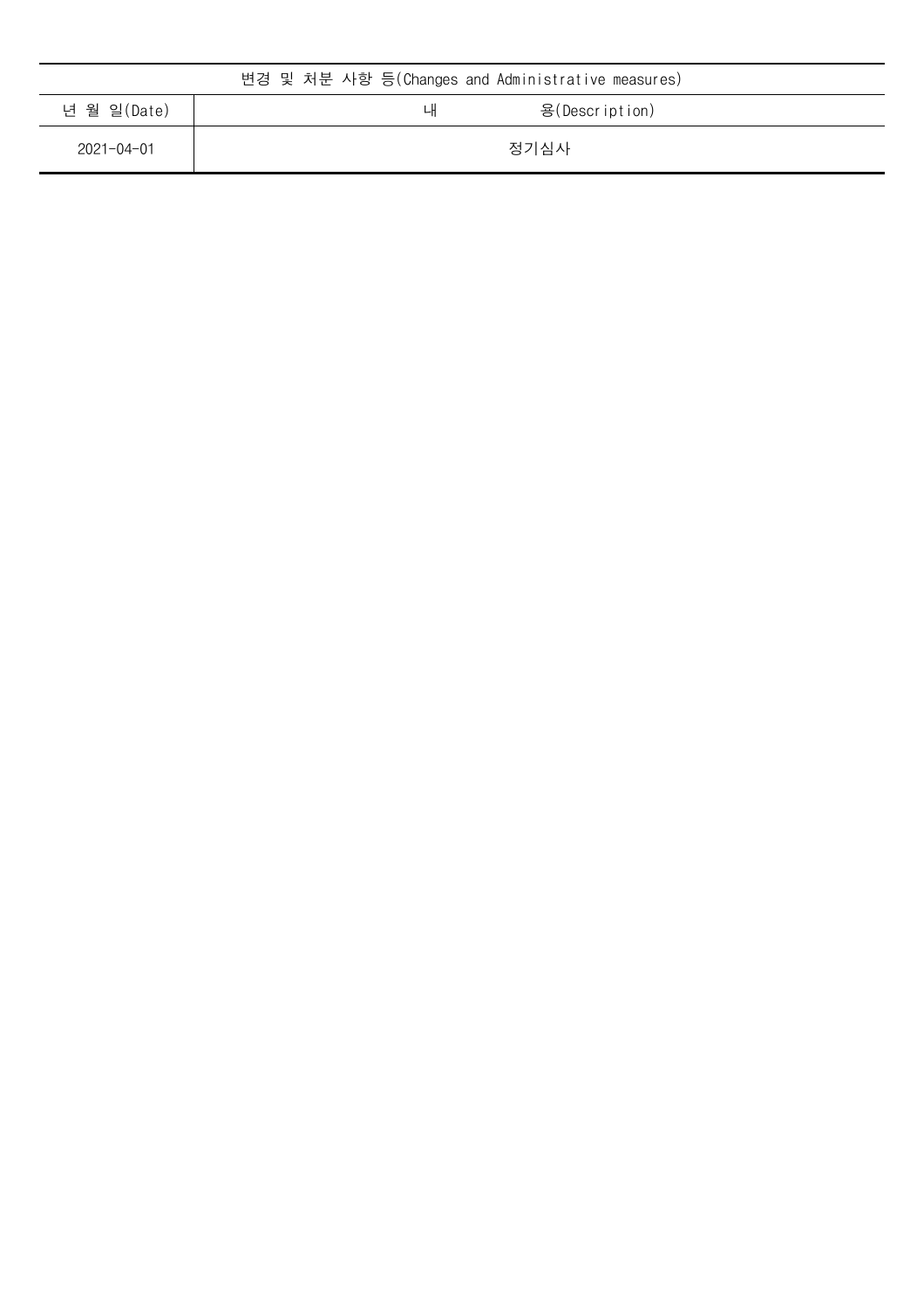| 변경 및 처분 사항 등(Changes and Administrative measures) | |
| --- | --- |
| 년 월 일(Date) | 내 용(Description) |
| 2021-04-01 | 정기심사 |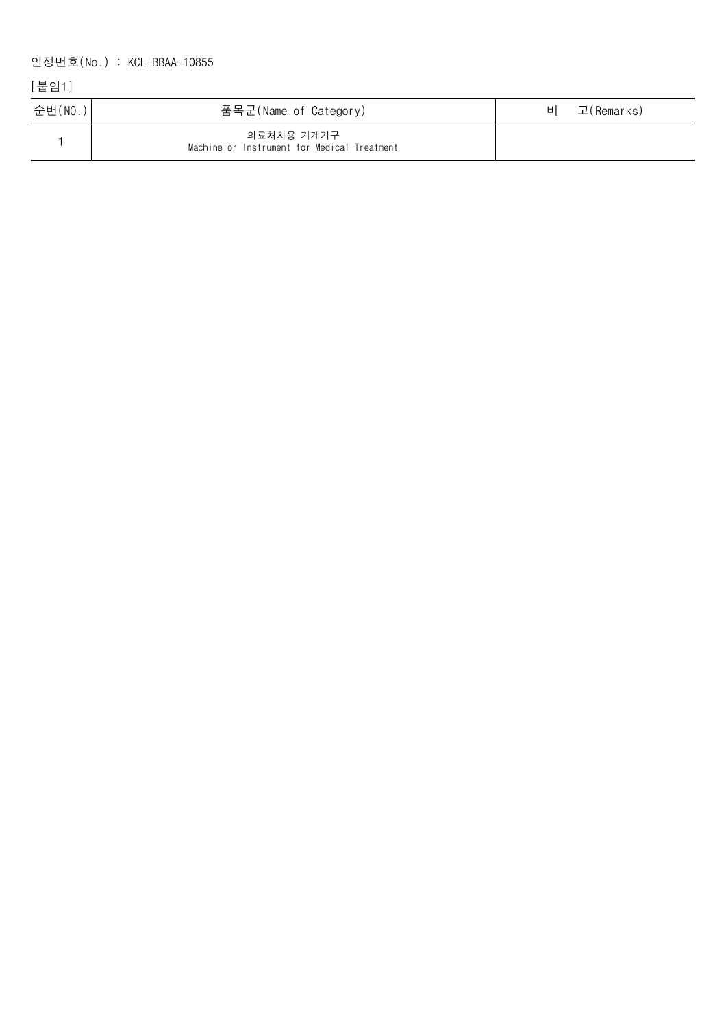인정번호(No.) : KCL-BBAA-10855

[붙임1]

| 순번(NO.) | 품목군(Name of Category) | 비 고(Remarks) |
|---|---|---|
| 1 | 의료처치용 기계기구<br>Machine or Instrument for Medical Treatment | |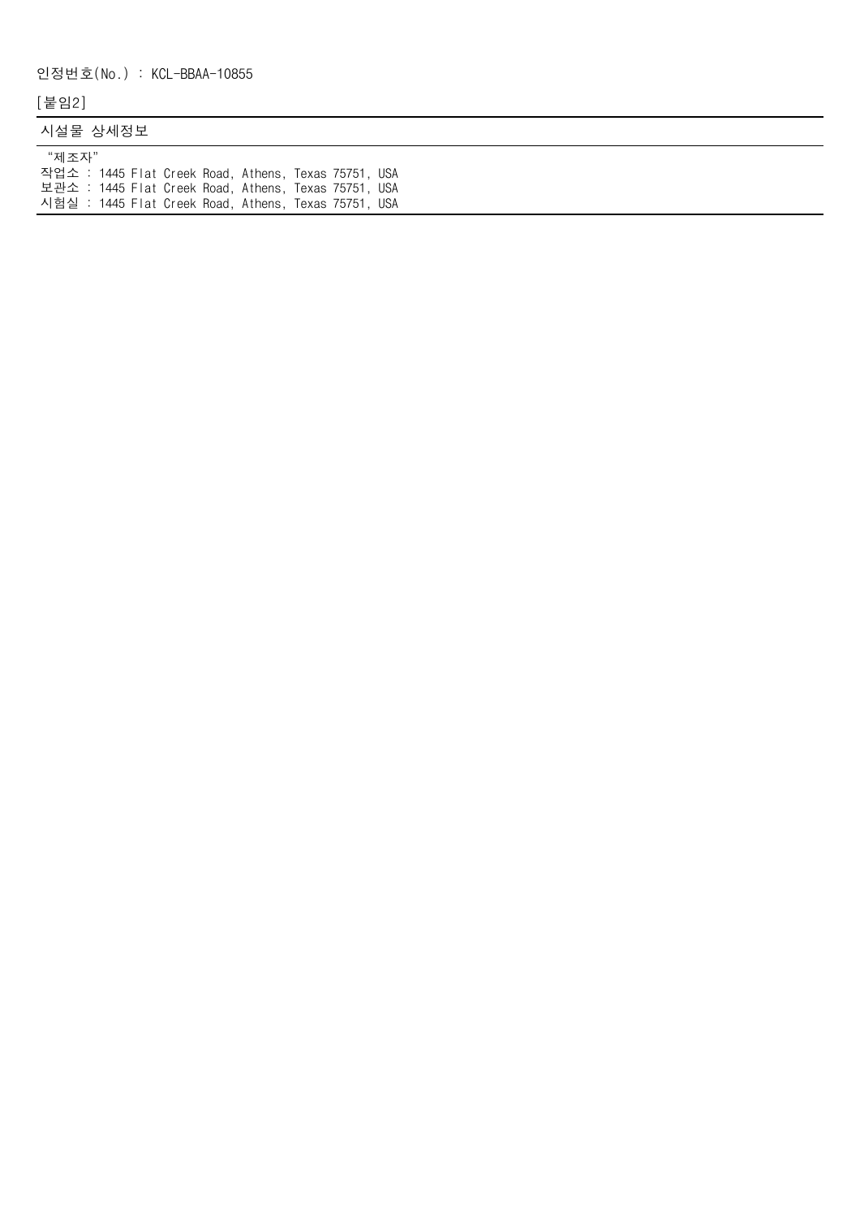인정번호(No.) : KCL-BBAA-10855

[붙임2]

## 시설물 상세정보

"제조자"
작업소 : 1445 Flat Creek Road, Athens, Texas 75751, USA
보관소 : 1445 Flat Creek Road, Athens, Texas 75751, USA
시험실 : 1445 Flat Creek Road, Athens, Texas 75751, USA